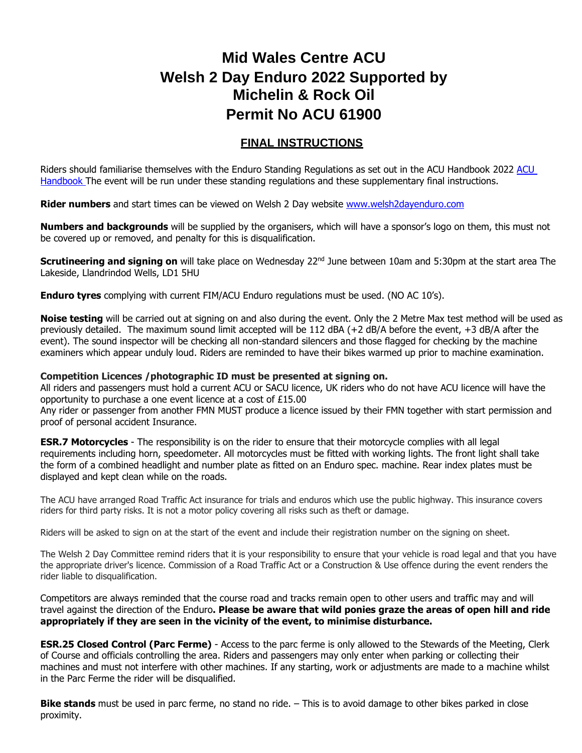# Mid Wales Centre ACU
# Welsh 2 Day Enduro 2022 Supported by Michelin & Rock Oil
# Permit No ACU 61900

## FINAL INSTRUCTIONS

Riders should familiarise themselves with the Enduro Standing Regulations as set out in the ACU Handbook 2022 ACU Handbook The event will be run under these standing regulations and these supplementary final instructions.

**Rider numbers** and start times can be viewed on Welsh 2 Day website www.welsh2dayenduro.com

**Numbers and backgrounds** will be supplied by the organisers, which will have a sponsor's logo on them, this must not be covered up or removed, and penalty for this is disqualification.

**Scrutineering and signing on** will take place on Wednesday 22nd June between 10am and 5:30pm at the start area The Lakeside, Llandrindod Wells, LD1 5HU

**Enduro tyres** complying with current FIM/ACU Enduro regulations must be used. (NO AC 10's).

**Noise testing** will be carried out at signing on and also during the event. Only the 2 Metre Max test method will be used as previously detailed. The maximum sound limit accepted will be 112 dBA (+2 dB/A before the event, +3 dB/A after the event). The sound inspector will be checking all non-standard silencers and those flagged for checking by the machine examiners which appear unduly loud. Riders are reminded to have their bikes warmed up prior to machine examination.

**Competition Licences /photographic ID must be presented at signing on.**
All riders and passengers must hold a current ACU or SACU licence, UK riders who do not have ACU licence will have the opportunity to purchase a one event licence at a cost of £15.00
Any rider or passenger from another FMN MUST produce a licence issued by their FMN together with start permission and proof of personal accident Insurance.

**ESR.7 Motorcycles** - The responsibility is on the rider to ensure that their motorcycle complies with all legal requirements including horn, speedometer. All motorcycles must be fitted with working lights. The front light shall take the form of a combined headlight and number plate as fitted on an Enduro spec. machine. Rear index plates must be displayed and kept clean while on the roads.

The ACU have arranged Road Traffic Act insurance for trials and enduros which use the public highway. This insurance covers riders for third party risks. It is not a motor policy covering all risks such as theft or damage.

Riders will be asked to sign on at the start of the event and include their registration number on the signing on sheet.

The Welsh 2 Day Committee remind riders that it is your responsibility to ensure that your vehicle is road legal and that you have the appropriate driver's licence. Commission of a Road Traffic Act or a Construction & Use offence during the event renders the rider liable to disqualification.

Competitors are always reminded that the course road and tracks remain open to other users and traffic may and will travel against the direction of the Enduro**. Please be aware that wild ponies graze the areas of open hill and ride appropriately if they are seen in the vicinity of the event, to minimise disturbance.**

**ESR.25 Closed Control (Parc Ferme)** - Access to the parc ferme is only allowed to the Stewards of the Meeting, Clerk of Course and officials controlling the area. Riders and passengers may only enter when parking or collecting their machines and must not interfere with other machines. If any starting, work or adjustments are made to a machine whilst in the Parc Ferme the rider will be disqualified.

**Bike stands** must be used in parc ferme, no stand no ride. – This is to avoid damage to other bikes parked in close proximity.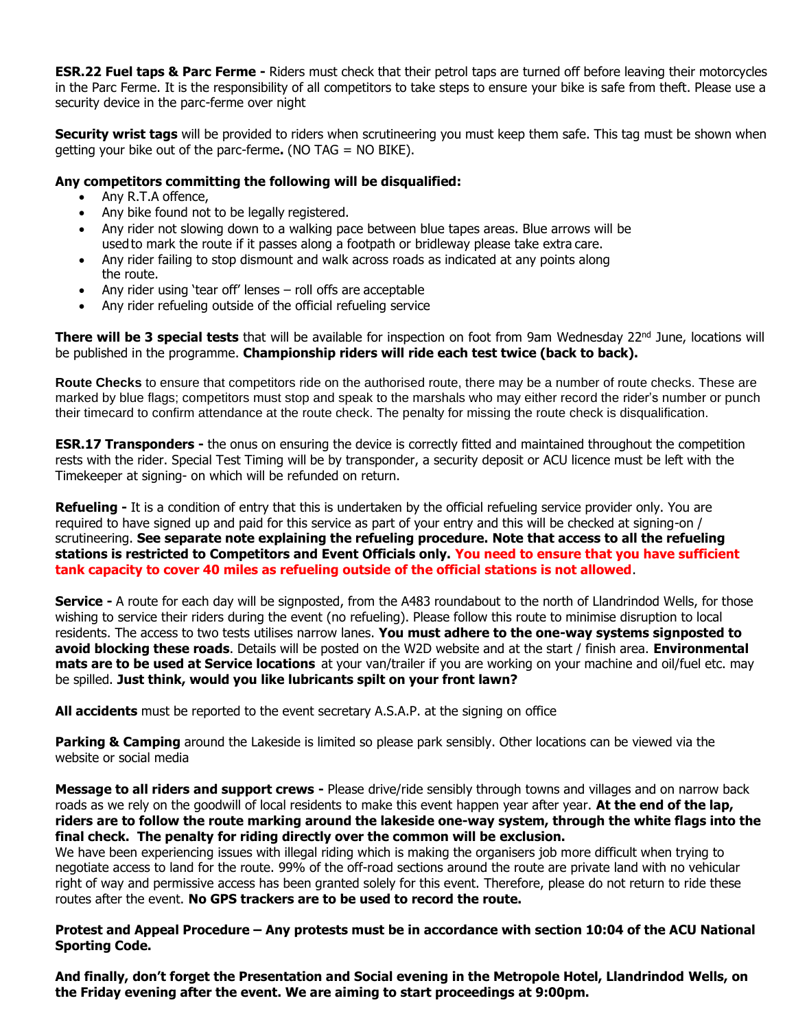**ESR.22 Fuel taps & Parc Ferme -** Riders must check that their petrol taps are turned off before leaving their motorcycles in the Parc Ferme. It is the responsibility of all competitors to take steps to ensure your bike is safe from theft. Please use a security device in the parc-ferme over night

**Security wrist tags** will be provided to riders when scrutineering you must keep them safe. This tag must be shown when getting your bike out of the parc-ferme**.** (NO TAG = NO BIKE).

**Any competitors committing the following will be disqualified:**

- Any R.T.A offence,
- Any bike found not to be legally registered.
- Any rider not slowing down to a walking pace between blue tapes areas. Blue arrows will be used to mark the route if it passes along a footpath or bridleway please take extra care.
- Any rider failing to stop dismount and walk across roads as indicated at any points along the route.
- Any rider using 'tear off' lenses – roll offs are acceptable
- Any rider refueling outside of the official refueling service

**There will be 3 special tests** that will be available for inspection on foot from 9am Wednesday 22nd June, locations will be published in the programme. **Championship riders will ride each test twice (back to back).**

**Route Checks** to ensure that competitors ride on the authorised route, there may be a number of route checks. These are marked by blue flags; competitors must stop and speak to the marshals who may either record the rider's number or punch their timecard to confirm attendance at the route check. The penalty for missing the route check is disqualification.

**ESR.17 Transponders -** the onus on ensuring the device is correctly fitted and maintained throughout the competition rests with the rider. Special Test Timing will be by transponder, a security deposit or ACU licence must be left with the Timekeeper at signing- on which will be refunded on return.

**Refueling -** It is a condition of entry that this is undertaken by the official refueling service provider only. You are required to have signed up and paid for this service as part of your entry and this will be checked at signing-on / scrutineering. **See separate note explaining the refueling procedure. Note that access to all the refueling stations is restricted to Competitors and Event Officials only. You need to ensure that you have sufficient tank capacity to cover 40 miles as refueling outside of the official stations is not allowed**.

**Service -** A route for each day will be signposted, from the A483 roundabout to the north of Llandrindod Wells, for those wishing to service their riders during the event (no refueling). Please follow this route to minimise disruption to local residents. The access to two tests utilises narrow lanes. **You must adhere to the one-way systems signposted to avoid blocking these roads**. Details will be posted on the W2D website and at the start / finish area. **Environmental mats are to be used at Service locations** at your van/trailer if you are working on your machine and oil/fuel etc. may be spilled. **Just think, would you like lubricants spilt on your front lawn?**

**All accidents** must be reported to the event secretary A.S.A.P. at the signing on office

**Parking & Camping** around the Lakeside is limited so please park sensibly. Other locations can be viewed via the website or social media

**Message to all riders and support crews -** Please drive/ride sensibly through towns and villages and on narrow back roads as we rely on the goodwill of local residents to make this event happen year after year. **At the end of the lap, riders are to follow the route marking around the lakeside one-way system, through the white flags into the final check. The penalty for riding directly over the common will be exclusion.**
We have been experiencing issues with illegal riding which is making the organisers job more difficult when trying to negotiate access to land for the route. 99% of the off-road sections around the route are private land with no vehicular right of way and permissive access has been granted solely for this event. Therefore, please do not return to ride these routes after the event. **No GPS trackers are to be used to record the route.**

**Protest and Appeal Procedure – Any protests must be in accordance with section 10:04 of the ACU National Sporting Code.**

**And finally, don't forget the Presentation and Social evening in the Metropole Hotel, Llandrindod Wells, on the Friday evening after the event. We are aiming to start proceedings at 9:00pm.**